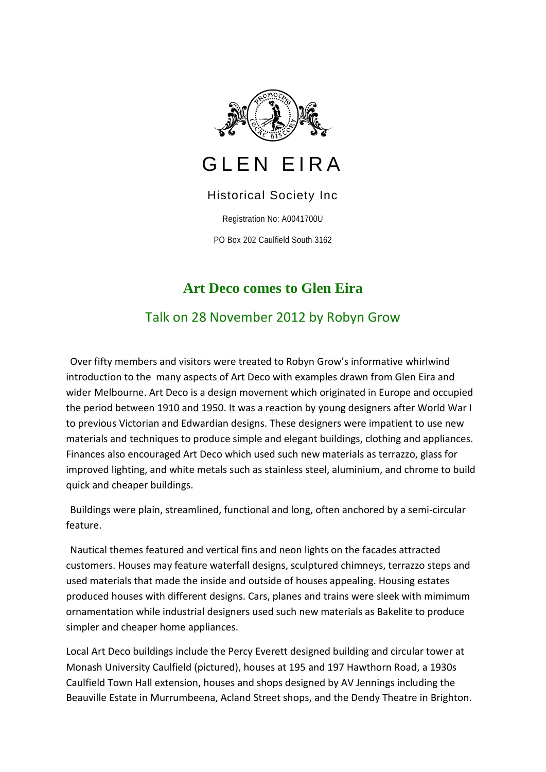# GLEN EIRA

Historical Society Inc

Registration No: A0041700U

PO Box 202 Caulfield South 3162

## Art Deco comes to Glen Eira

### Talk on 28 November 2012 by Robyn Grow

Over fifty members and visitors were treated to Robyn Grow's informative whirlwind introduction to the many aspects of Art Deco with examples drawn from Glen Eira and wider Melbourne. Art Deco is a design movement which originated in Europe and occupied the period between 1910 and 1950. It was a reaction by young designers after World War I to previous Victorian and Edwardian designs. These designers were impatient to use new materials and techniques to produce simple and elegant buildings, clothing and appliances. Finances also encouraged Art Deco which used such new materials as terrazzo, glass for improved lighting, and white metals such as stainless steel, aluminium, and chrome to build quick and cheaper buildings.

Buildings were plain, streamlined, functional and long, often anchored by a semi-circular feature.

Nautical themes featured and vertical fins and neon lights on the facades attracted customers. Houses may feature waterfall designs, sculptured chimneys, terrazzo steps and used materials that made the inside and outside of houses appealing. Housing estates produced houses with different designs. Cars, planes and trains were sleek with mimimum ornamentation while industrial designers used such new materials as Bakelite to produce simpler and cheaper home appliances.

Local Art Deco buildings include the Percy Everett designed building and circular tower at Monash University Caulfield (pictured), houses at 195 and 197 Hawthorn Road, a 1930s Caulfield Town Hall extension, houses and shops designed by AV Jennings including the Beauville Estate in Murrumbeena, Acland Street shops, and the Dendy Theatre in Brighton.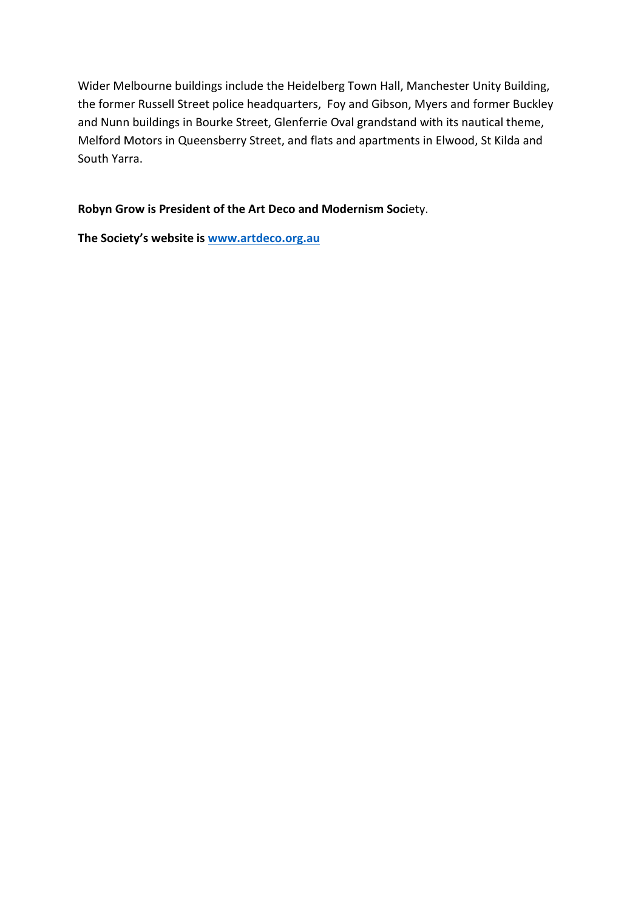Wider Melbourne buildings include the Heidelberg Town Hall, Manchester Unity Building, the former Russell Street police headquarters, Foy and Gibson, Myers and former Buckley and Nunn buildings in Bourke Street, Glenferrie Oval grandstand with its nautical theme, Melford Motors in Queensberry Street, and flats and apartments in Elwood, St Kilda and South Yarra.

**Robyn Grow is President of the Art Deco and Modernism Soci**ety.

**The Society's website is [www.artdeco.org.au](http://www.artdeco.org.au)**